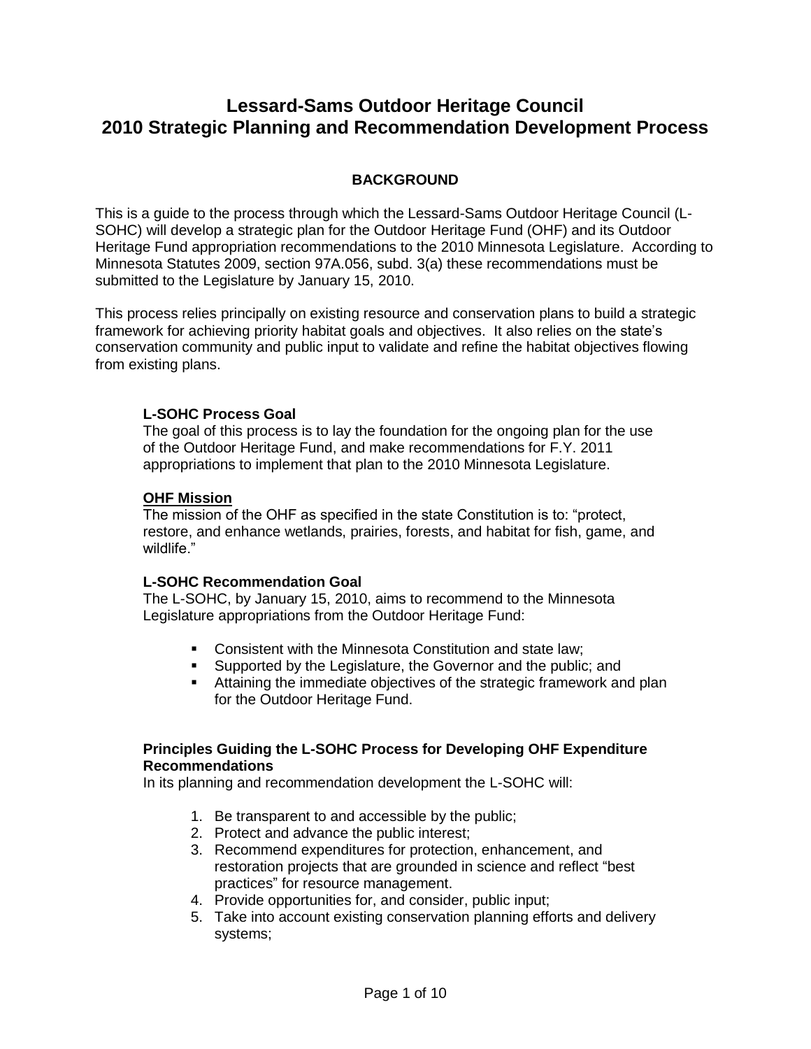# Lessard-Sams Outdoor Heritage Council
# 2010 Strategic Planning and Recommendation Development Process

## BACKGROUND

This is a guide to the process through which the Lessard-Sams Outdoor Heritage Council (L-SOHC) will develop a strategic plan for the Outdoor Heritage Fund (OHF) and its Outdoor Heritage Fund appropriation recommendations to the 2010 Minnesota Legislature. According to Minnesota Statutes 2009, section 97A.056, subd. 3(a) these recommendations must be submitted to the Legislature by January 15, 2010.

This process relies principally on existing resource and conservation plans to build a strategic framework for achieving priority habitat goals and objectives. It also relies on the state's conservation community and public input to validate and refine the habitat objectives flowing from existing plans.

### L-SOHC Process Goal

The goal of this process is to lay the foundation for the ongoing plan for the use of the Outdoor Heritage Fund, and make recommendations for F.Y. 2011 appropriations to implement that plan to the 2010 Minnesota Legislature.

### OHF Mission

The mission of the OHF as specified in the state Constitution is to: "protect, restore, and enhance wetlands, prairies, forests, and habitat for fish, game, and wildlife."

### L-SOHC Recommendation Goal

The L-SOHC, by January 15, 2010, aims to recommend to the Minnesota Legislature appropriations from the Outdoor Heritage Fund:

- Consistent with the Minnesota Constitution and state law;
- Supported by the Legislature, the Governor and the public; and
- Attaining the immediate objectives of the strategic framework and plan for the Outdoor Heritage Fund.

### Principles Guiding the L-SOHC Process for Developing OHF Expenditure Recommendations

In its planning and recommendation development the L-SOHC will:

1. Be transparent to and accessible by the public;
2. Protect and advance the public interest;
3. Recommend expenditures for protection, enhancement, and restoration projects that are grounded in science and reflect "best practices" for resource management.
4. Provide opportunities for, and consider, public input;
5. Take into account existing conservation planning efforts and delivery systems;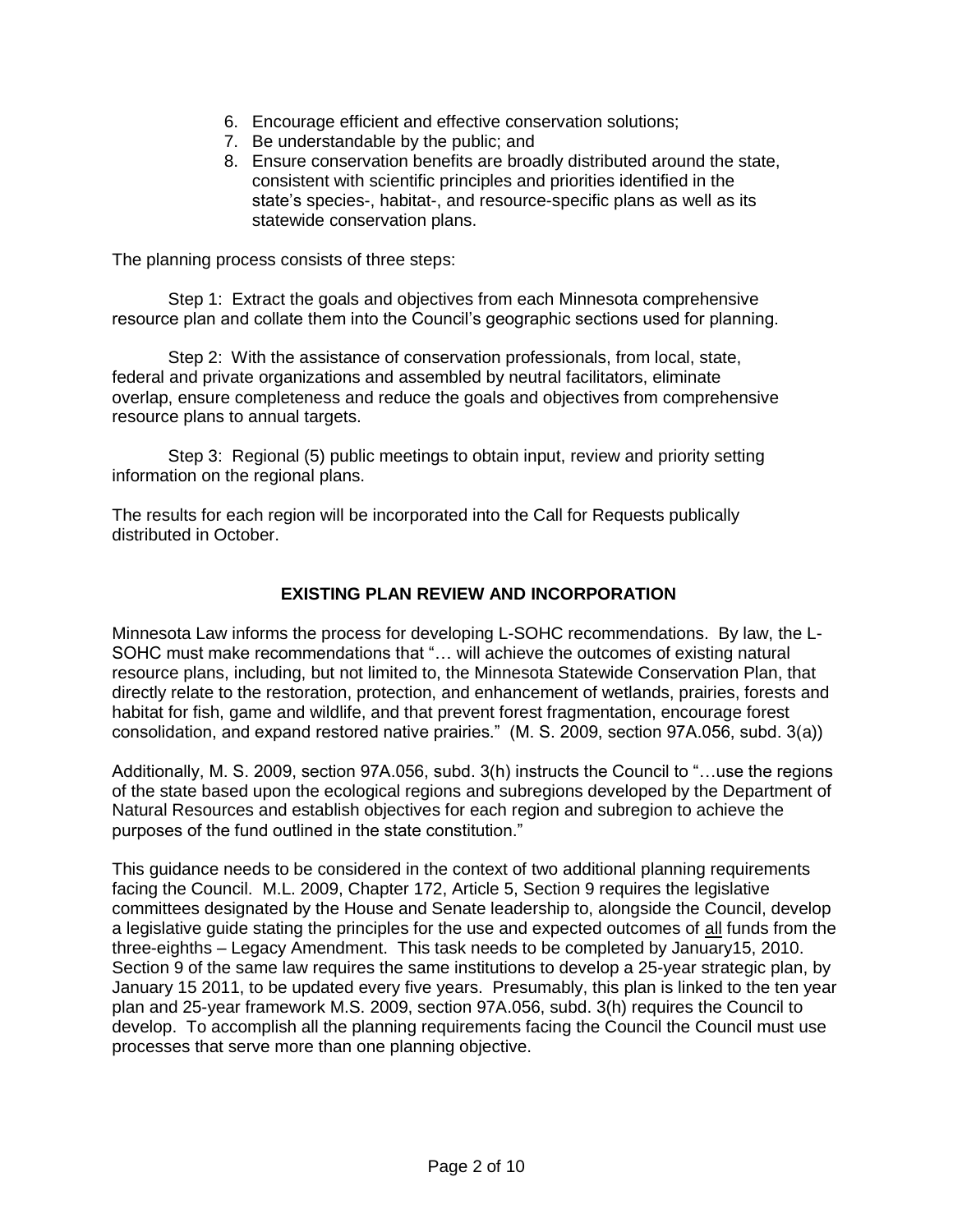6. Encourage efficient and effective conservation solutions;
7. Be understandable by the public; and
8. Ensure conservation benefits are broadly distributed around the state, consistent with scientific principles and priorities identified in the state's species-, habitat-, and resource-specific plans as well as its statewide conservation plans.

The planning process consists of three steps:

Step 1: Extract the goals and objectives from each Minnesota comprehensive resource plan and collate them into the Council's geographic sections used for planning.

Step 2: With the assistance of conservation professionals, from local, state, federal and private organizations and assembled by neutral facilitators, eliminate overlap, ensure completeness and reduce the goals and objectives from comprehensive resource plans to annual targets.

Step 3: Regional (5) public meetings to obtain input, review and priority setting information on the regional plans.

The results for each region will be incorporated into the Call for Requests publically distributed in October.

## EXISTING PLAN REVIEW AND INCORPORATION

Minnesota Law informs the process for developing L-SOHC recommendations. By law, the L-SOHC must make recommendations that "… will achieve the outcomes of existing natural resource plans, including, but not limited to, the Minnesota Statewide Conservation Plan, that directly relate to the restoration, protection, and enhancement of wetlands, prairies, forests and habitat for fish, game and wildlife, and that prevent forest fragmentation, encourage forest consolidation, and expand restored native prairies." (M. S. 2009, section 97A.056, subd. 3(a))

Additionally, M. S. 2009, section 97A.056, subd. 3(h) instructs the Council to "…use the regions of the state based upon the ecological regions and subregions developed by the Department of Natural Resources and establish objectives for each region and subregion to achieve the purposes of the fund outlined in the state constitution."

This guidance needs to be considered in the context of two additional planning requirements facing the Council. M.L. 2009, Chapter 172, Article 5, Section 9 requires the legislative committees designated by the House and Senate leadership to, alongside the Council, develop a legislative guide stating the principles for the use and expected outcomes of <u>all</u> funds from the three-eighths – Legacy Amendment. This task needs to be completed by January15, 2010. Section 9 of the same law requires the same institutions to develop a 25-year strategic plan, by January 15 2011, to be updated every five years. Presumably, this plan is linked to the ten year plan and 25-year framework M.S. 2009, section 97A.056, subd. 3(h) requires the Council to develop. To accomplish all the planning requirements facing the Council the Council must use processes that serve more than one planning objective.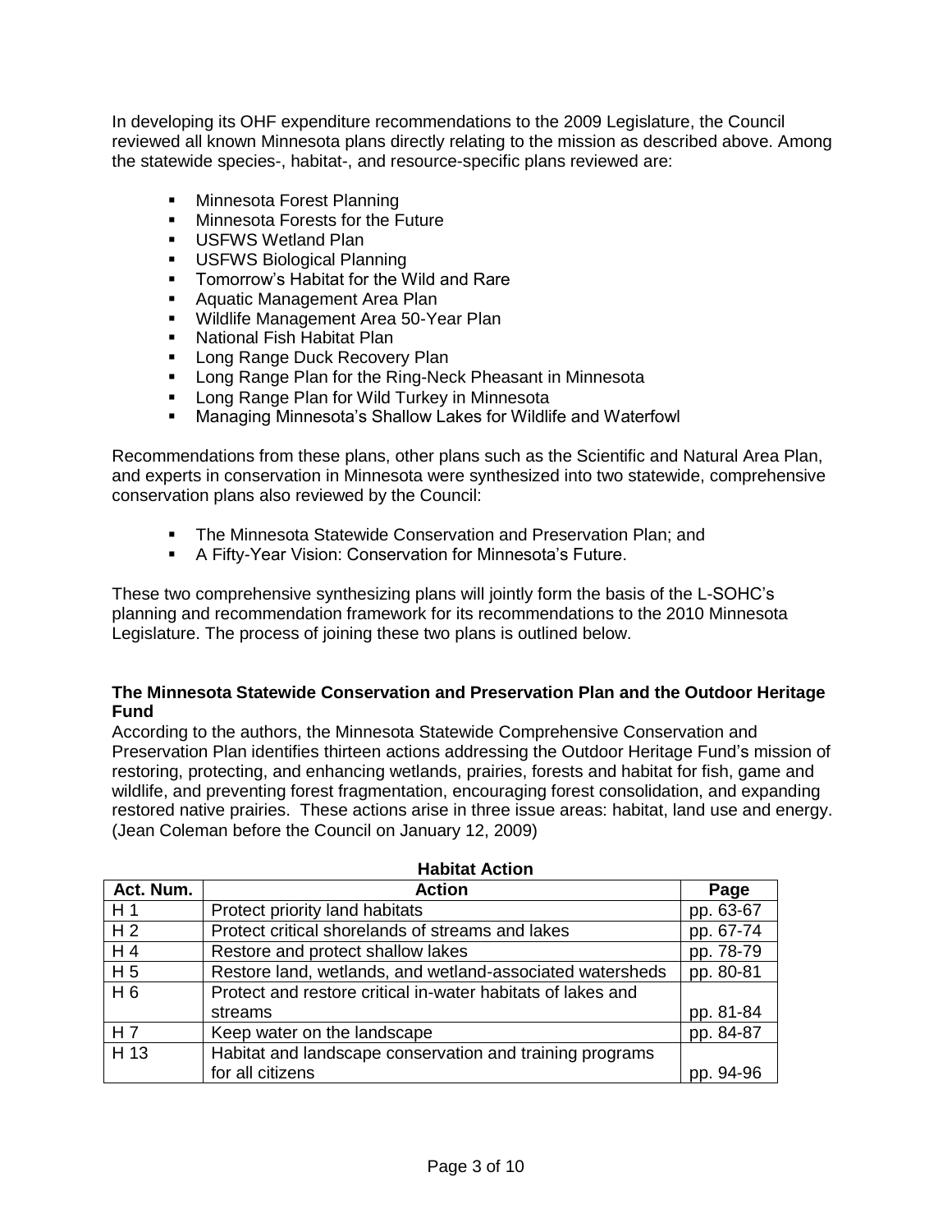In developing its OHF expenditure recommendations to the 2009 Legislature, the Council reviewed all known Minnesota plans directly relating to the mission as described above. Among the statewide species-, habitat-, and resource-specific plans reviewed are:

- Minnesota Forest Planning
- Minnesota Forests for the Future
- USFWS Wetland Plan
- USFWS Biological Planning
- Tomorrow's Habitat for the Wild and Rare
- Aquatic Management Area Plan
- Wildlife Management Area 50-Year Plan
- National Fish Habitat Plan
- Long Range Duck Recovery Plan
- Long Range Plan for the Ring-Neck Pheasant in Minnesota
- Long Range Plan for Wild Turkey in Minnesota
- Managing Minnesota's Shallow Lakes for Wildlife and Waterfowl

Recommendations from these plans, other plans such as the Scientific and Natural Area Plan, and experts in conservation in Minnesota were synthesized into two statewide, comprehensive conservation plans also reviewed by the Council:

- The Minnesota Statewide Conservation and Preservation Plan; and
- A Fifty-Year Vision: Conservation for Minnesota's Future.

These two comprehensive synthesizing plans will jointly form the basis of the L-SOHC's planning and recommendation framework for its recommendations to the 2010 Minnesota Legislature. The process of joining these two plans is outlined below.

**The Minnesota Statewide Conservation and Preservation Plan and the Outdoor Heritage Fund**

According to the authors, the Minnesota Statewide Comprehensive Conservation and Preservation Plan identifies thirteen actions addressing the Outdoor Heritage Fund's mission of restoring, protecting, and enhancing wetlands, prairies, forests and habitat for fish, game and wildlife, and preventing forest fragmentation, encouraging forest consolidation, and expanding restored native prairies. These actions arise in three issue areas: habitat, land use and energy. (Jean Coleman before the Council on January 12, 2009)

**Habitat Action**

| Act. Num. | Action | Page |
|---|---|---|
| H 1 | Protect priority land habitats | pp. 63-67 |
| H 2 | Protect critical shorelands of streams and lakes | pp. 67-74 |
| H 4 | Restore and protect shallow lakes | pp. 78-79 |
| H 5 | Restore land, wetlands, and wetland-associated watersheds | pp. 80-81 |
| H 6 | Protect and restore critical in-water habitats of lakes and streams | pp. 81-84 |
| H 7 | Keep water on the landscape | pp. 84-87 |
| H 13 | Habitat and landscape conservation and training programs for all citizens | pp. 94-96 |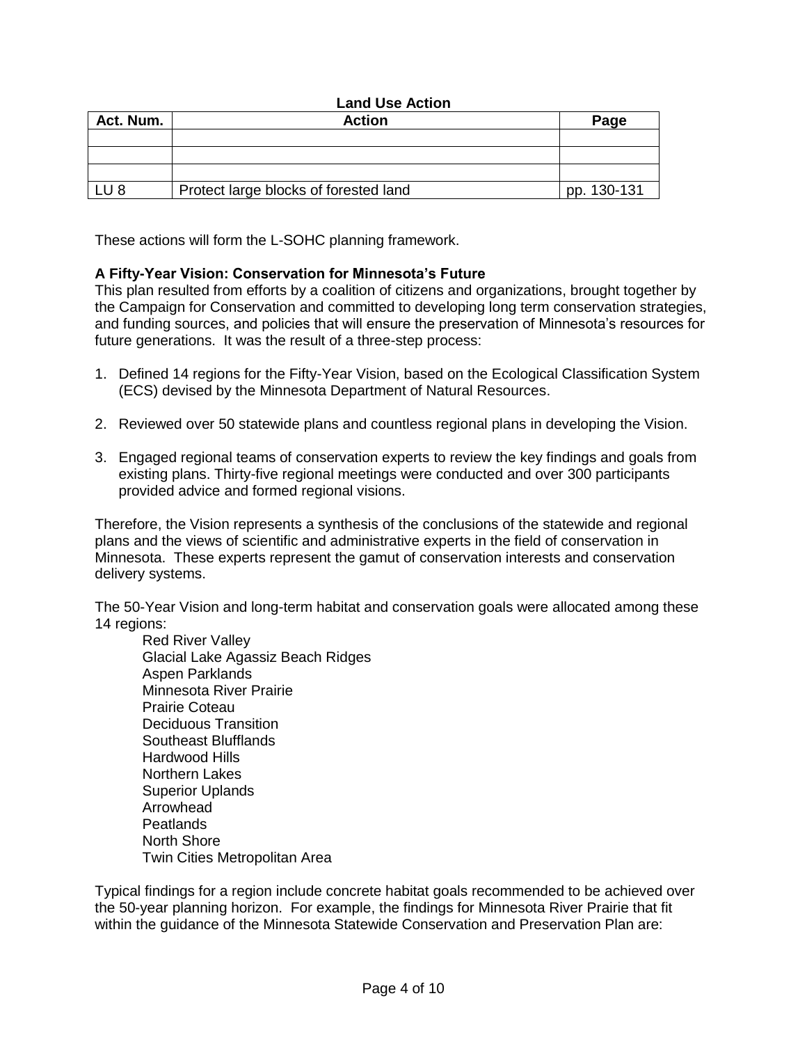**Land Use Action**

| Act. Num. | Action | Page |
|---|---|---|
| | | |
| | | |
| | | |
| LU 8 | Protect large blocks of forested land | pp. 130-131 |

These actions will form the L-SOHC planning framework.

**A Fifty-Year Vision: Conservation for Minnesota's Future**

This plan resulted from efforts by a coalition of citizens and organizations, brought together by the Campaign for Conservation and committed to developing long term conservation strategies, and funding sources, and policies that will ensure the preservation of Minnesota's resources for future generations. It was the result of a three-step process:

1. Defined 14 regions for the Fifty-Year Vision, based on the Ecological Classification System (ECS) devised by the Minnesota Department of Natural Resources.

2. Reviewed over 50 statewide plans and countless regional plans in developing the Vision.

3. Engaged regional teams of conservation experts to review the key findings and goals from existing plans. Thirty-five regional meetings were conducted and over 300 participants provided advice and formed regional visions.

Therefore, the Vision represents a synthesis of the conclusions of the statewide and regional plans and the views of scientific and administrative experts in the field of conservation in Minnesota. These experts represent the gamut of conservation interests and conservation delivery systems.

The 50-Year Vision and long-term habitat and conservation goals were allocated among these 14 regions:

Red River Valley
Glacial Lake Agassiz Beach Ridges
Aspen Parklands
Minnesota River Prairie
Prairie Coteau
Deciduous Transition
Southeast Blufflands
Hardwood Hills
Northern Lakes
Superior Uplands
Arrowhead
Peatlands
North Shore
Twin Cities Metropolitan Area

Typical findings for a region include concrete habitat goals recommended to be achieved over the 50-year planning horizon. For example, the findings for Minnesota River Prairie that fit within the guidance of the Minnesota Statewide Conservation and Preservation Plan are: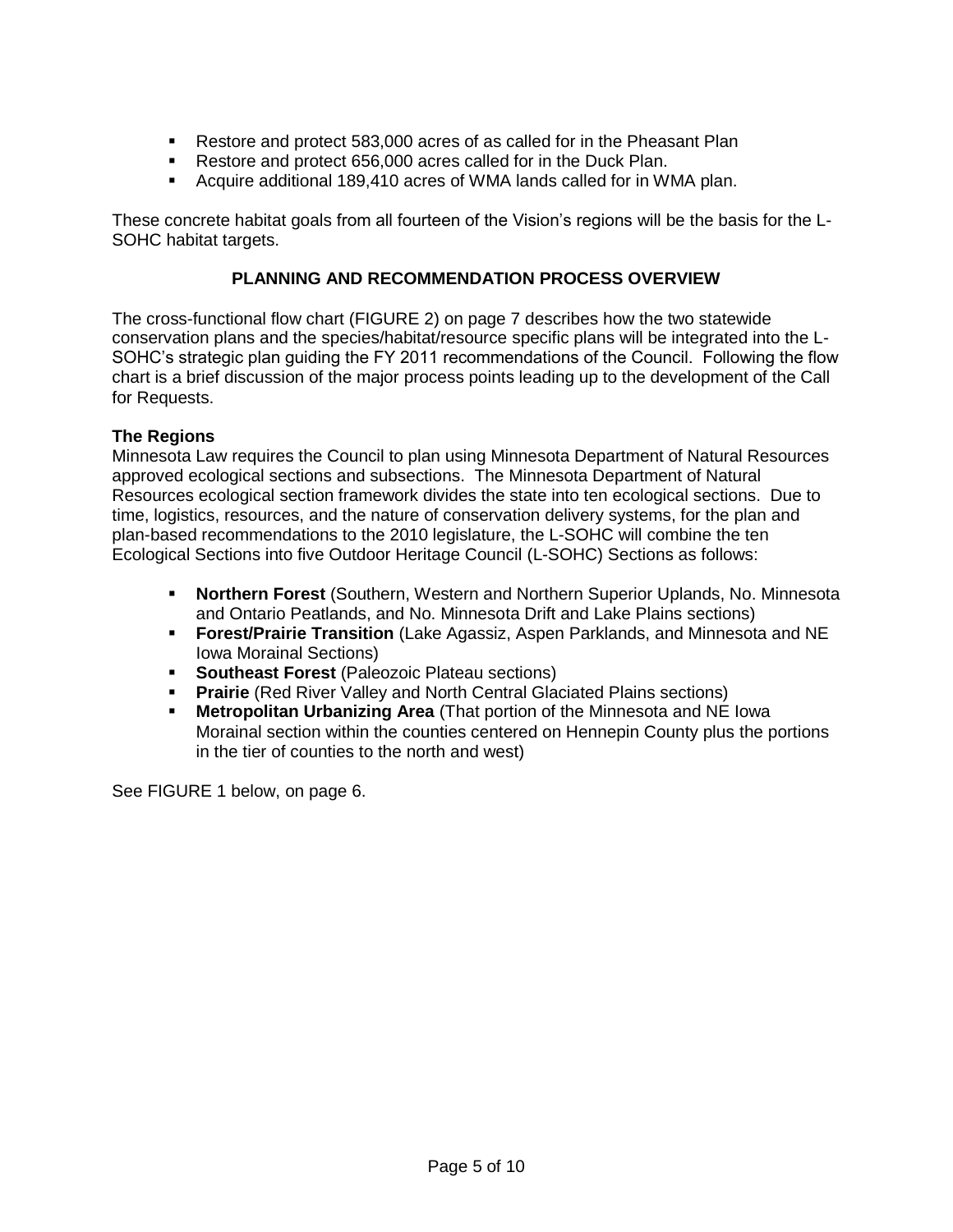- Restore and protect 583,000 acres of as called for in the Pheasant Plan
- Restore and protect 656,000 acres called for in the Duck Plan.
- Acquire additional 189,410 acres of WMA lands called for in WMA plan.

These concrete habitat goals from all fourteen of the Vision's regions will be the basis for the L-SOHC habitat targets.

## PLANNING AND RECOMMENDATION PROCESS OVERVIEW

The cross-functional flow chart (FIGURE 2) on page 7 describes how the two statewide conservation plans and the species/habitat/resource specific plans will be integrated into the L-SOHC's strategic plan guiding the FY 2011 recommendations of the Council. Following the flow chart is a brief discussion of the major process points leading up to the development of the Call for Requests.

### The Regions

Minnesota Law requires the Council to plan using Minnesota Department of Natural Resources approved ecological sections and subsections. The Minnesota Department of Natural Resources ecological section framework divides the state into ten ecological sections. Due to time, logistics, resources, and the nature of conservation delivery systems, for the plan and plan-based recommendations to the 2010 legislature, the L-SOHC will combine the ten Ecological Sections into five Outdoor Heritage Council (L-SOHC) Sections as follows:

- **Northern Forest** (Southern, Western and Northern Superior Uplands, No. Minnesota and Ontario Peatlands, and No. Minnesota Drift and Lake Plains sections)
- **Forest/Prairie Transition** (Lake Agassiz, Aspen Parklands, and Minnesota and NE Iowa Morainal Sections)
- **Southeast Forest** (Paleozoic Plateau sections)
- **Prairie** (Red River Valley and North Central Glaciated Plains sections)
- **Metropolitan Urbanizing Area** (That portion of the Minnesota and NE Iowa Morainal section within the counties centered on Hennepin County plus the portions in the tier of counties to the north and west)

See FIGURE 1 below, on page 6.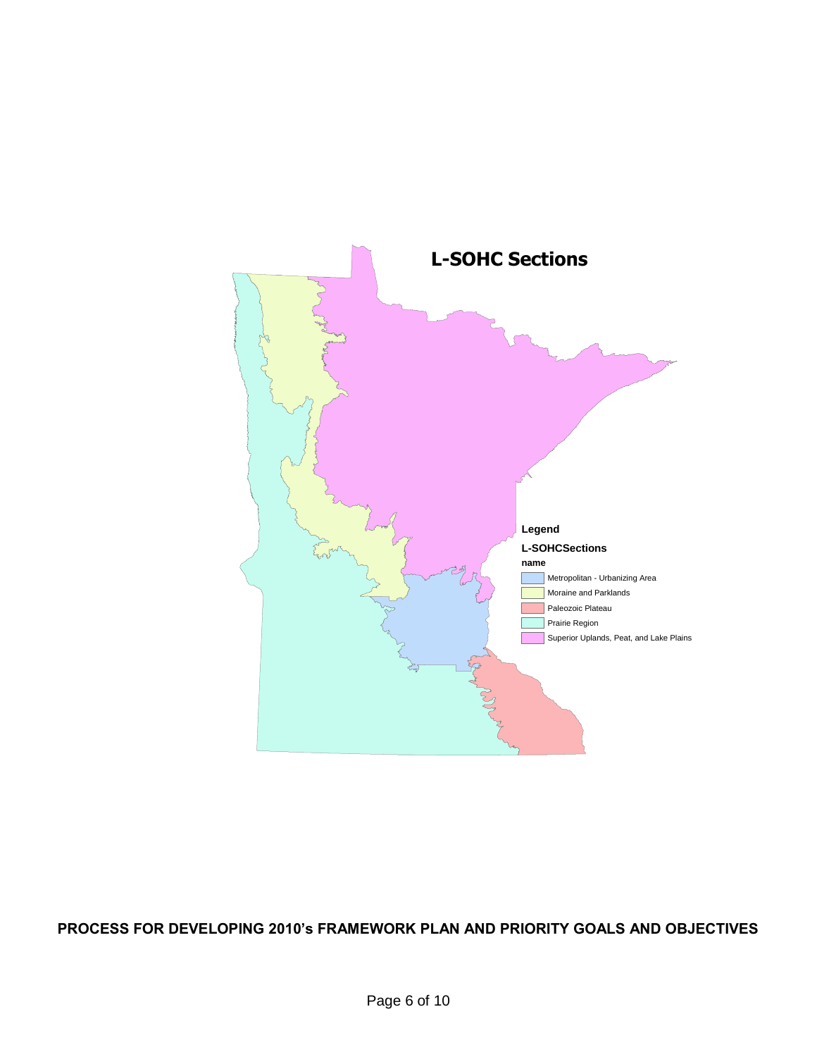## L-SOHC Sections

Legend

L-SOHCSections

name

- Metropolitan - Urbanizing Area
- Moraine and Parklands
- Paleozoic Plateau
- Prairie Region
- Superior Uplands, Peat, and Lake Plains

**PROCESS FOR DEVELOPING 2010's FRAMEWORK PLAN AND PRIORITY GOALS AND OBJECTIVES**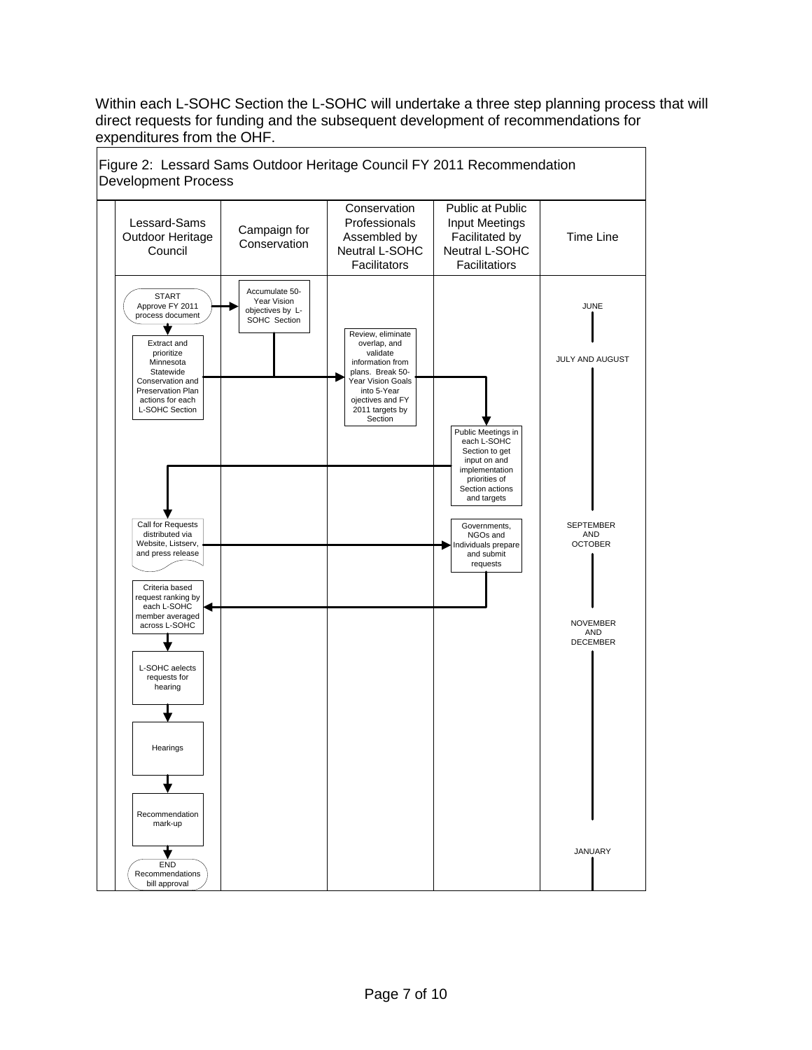Within each L-SOHC Section the L-SOHC will undertake a three step planning process that will direct requests for funding and the subsequent development of recommendations for expenditures from the OHF.

Figure 2: Lessard Sams Outdoor Heritage Council FY 2011 Recommendation Development Process

| Lessard-Sams Outdoor Heritage Council | Campaign for Conservation | Conservation Professionals Assembled by Neutral L-SOHC Facilitators | Public at Public Input Meetings Facilitated by Neutral L-SOHC Facilitatiors | Time Line |
|---|---|---|---|---|
| START Approve FY 2011 process document | Accumulate 50-Year Vision objectives by L-SOHC Section | | | JUNE |
| Extract and prioritize Minnesota Statewide Conservation and Preservation Plan actions for each L-SOHC Section | | Review, eliminate overlap, and validate information from plans. Break 50-Year Vision Goals into 5-Year ojectives and FY 2011 targets by Section | | JULY AND AUGUST |
| | | | Public Meetings in each L-SOHC Section to get input on and implementation priorities of Section actions and targets | |
| Call for Requests distributed via Website, Listserv, and press release | | | Governments, NGOs and Individuals prepare and submit requests | SEPTEMBER AND OCTOBER |
| Criteria based request ranking by each L-SOHC member averaged across L-SOHC | | | | NOVEMBER AND DECEMBER |
| L-SOHC aelects requests for hearing | | | | |
| Hearings | | | | |
| Recommendation mark-up | | | | |
| END Recommendations bill approval | | | | JANUARY |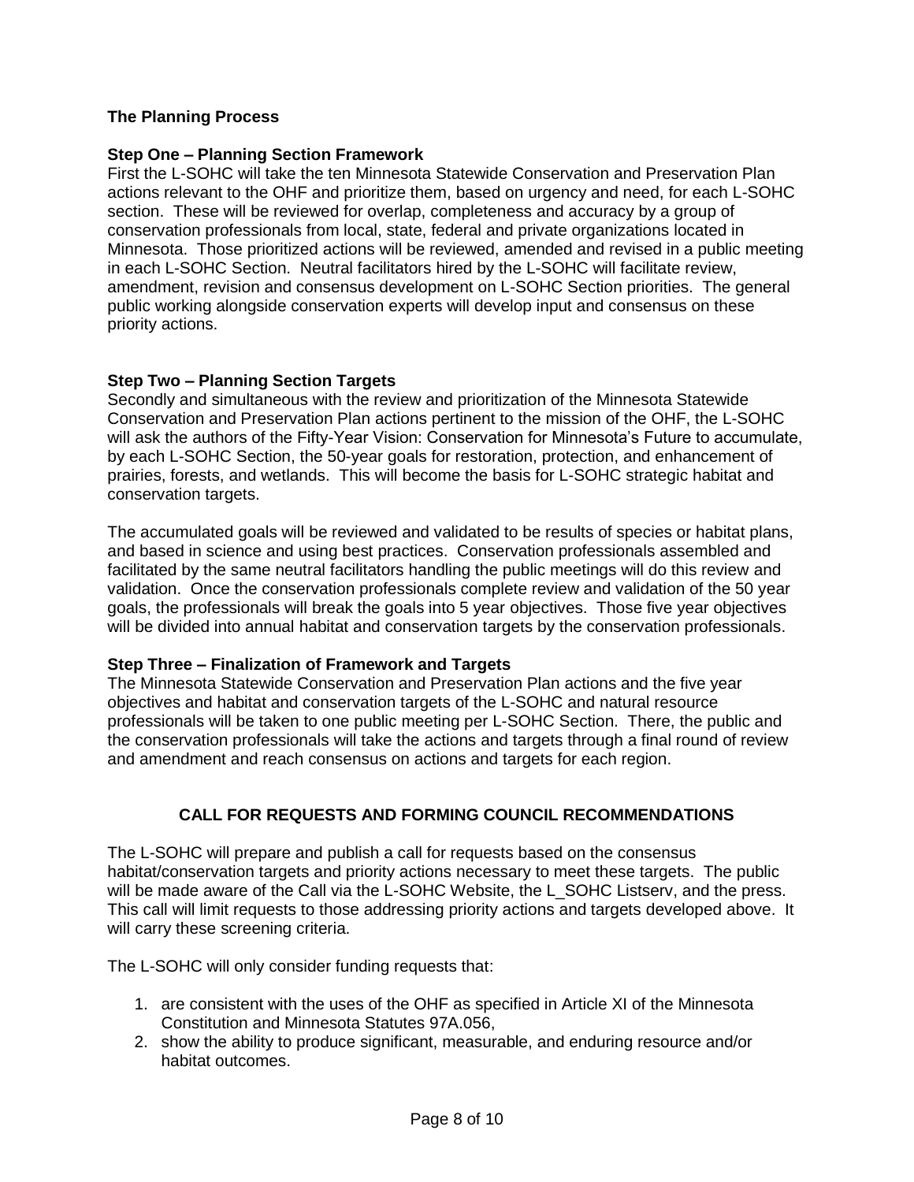**The Planning Process**

**Step One – Planning Section Framework**

First the L-SOHC will take the ten Minnesota Statewide Conservation and Preservation Plan actions relevant to the OHF and prioritize them, based on urgency and need, for each L-SOHC section. These will be reviewed for overlap, completeness and accuracy by a group of conservation professionals from local, state, federal and private organizations located in Minnesota. Those prioritized actions will be reviewed, amended and revised in a public meeting in each L-SOHC Section. Neutral facilitators hired by the L-SOHC will facilitate review, amendment, revision and consensus development on L-SOHC Section priorities. The general public working alongside conservation experts will develop input and consensus on these priority actions.

**Step Two – Planning Section Targets**

Secondly and simultaneous with the review and prioritization of the Minnesota Statewide Conservation and Preservation Plan actions pertinent to the mission of the OHF, the L-SOHC will ask the authors of the Fifty-Year Vision: Conservation for Minnesota's Future to accumulate, by each L-SOHC Section, the 50-year goals for restoration, protection, and enhancement of prairies, forests, and wetlands. This will become the basis for L-SOHC strategic habitat and conservation targets.

The accumulated goals will be reviewed and validated to be results of species or habitat plans, and based in science and using best practices. Conservation professionals assembled and facilitated by the same neutral facilitators handling the public meetings will do this review and validation. Once the conservation professionals complete review and validation of the 50 year goals, the professionals will break the goals into 5 year objectives. Those five year objectives will be divided into annual habitat and conservation targets by the conservation professionals.

**Step Three – Finalization of Framework and Targets**

The Minnesota Statewide Conservation and Preservation Plan actions and the five year objectives and habitat and conservation targets of the L-SOHC and natural resource professionals will be taken to one public meeting per L-SOHC Section. There, the public and the conservation professionals will take the actions and targets through a final round of review and amendment and reach consensus on actions and targets for each region.

## CALL FOR REQUESTS AND FORMING COUNCIL RECOMMENDATIONS

The L-SOHC will prepare and publish a call for requests based on the consensus habitat/conservation targets and priority actions necessary to meet these targets. The public will be made aware of the Call via the L-SOHC Website, the L_SOHC Listserv, and the press. This call will limit requests to those addressing priority actions and targets developed above. It will carry these screening criteria.

The L-SOHC will only consider funding requests that:

1. are consistent with the uses of the OHF as specified in Article XI of the Minnesota Constitution and Minnesota Statutes 97A.056,
2. show the ability to produce significant, measurable, and enduring resource and/or habitat outcomes.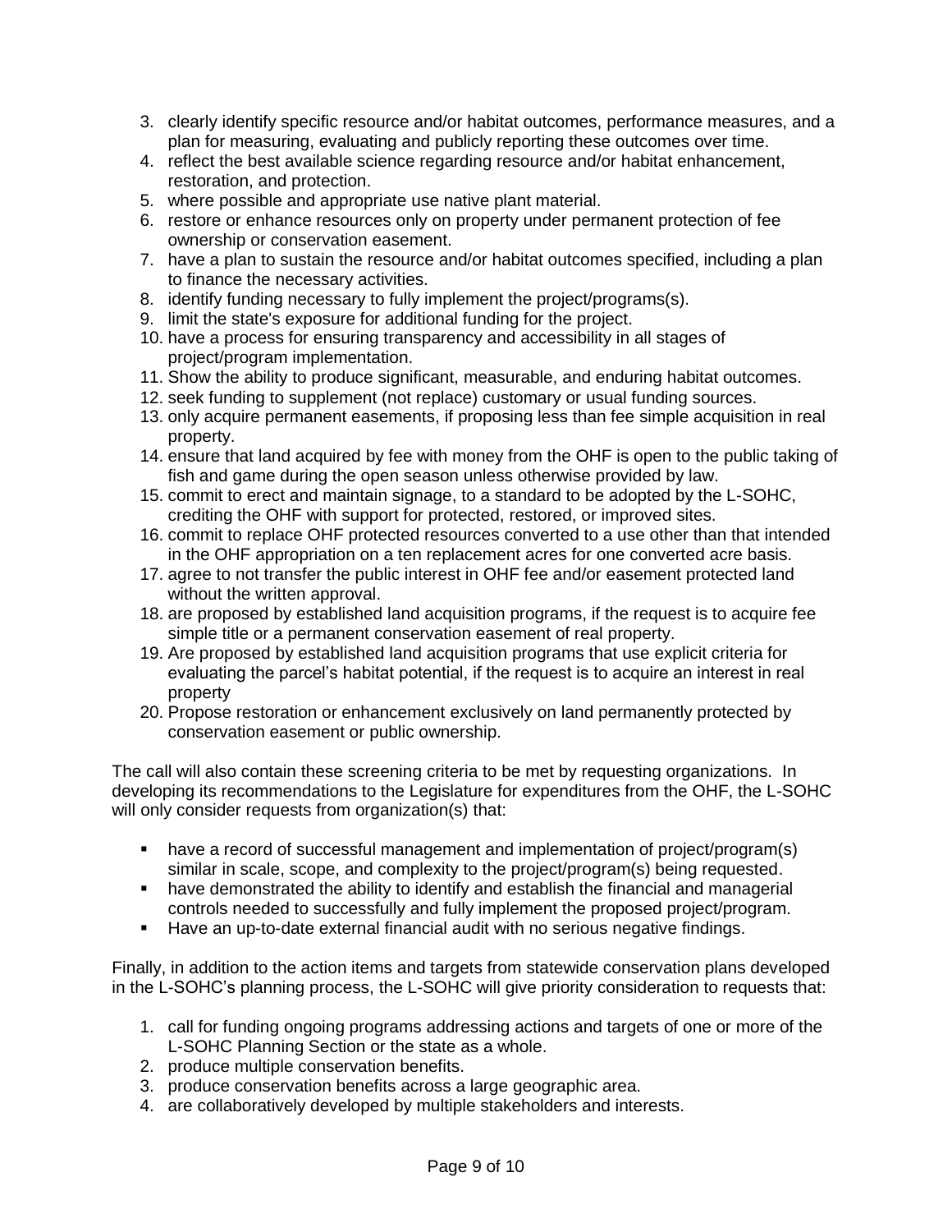3. clearly identify specific resource and/or habitat outcomes, performance measures, and a plan for measuring, evaluating and publicly reporting these outcomes over time.
4. reflect the best available science regarding resource and/or habitat enhancement, restoration, and protection.
5. where possible and appropriate use native plant material.
6. restore or enhance resources only on property under permanent protection of fee ownership or conservation easement.
7. have a plan to sustain the resource and/or habitat outcomes specified, including a plan to finance the necessary activities.
8. identify funding necessary to fully implement the project/programs(s).
9. limit the state's exposure for additional funding for the project.
10. have a process for ensuring transparency and accessibility in all stages of project/program implementation.
11. Show the ability to produce significant, measurable, and enduring habitat outcomes.
12. seek funding to supplement (not replace) customary or usual funding sources.
13. only acquire permanent easements, if proposing less than fee simple acquisition in real property.
14. ensure that land acquired by fee with money from the OHF is open to the public taking of fish and game during the open season unless otherwise provided by law.
15. commit to erect and maintain signage, to a standard to be adopted by the L-SOHC, crediting the OHF with support for protected, restored, or improved sites.
16. commit to replace OHF protected resources converted to a use other than that intended in the OHF appropriation on a ten replacement acres for one converted acre basis.
17. agree to not transfer the public interest in OHF fee and/or easement protected land without the written approval.
18. are proposed by established land acquisition programs, if the request is to acquire fee simple title or a permanent conservation easement of real property.
19. Are proposed by established land acquisition programs that use explicit criteria for evaluating the parcel's habitat potential, if the request is to acquire an interest in real property
20. Propose restoration or enhancement exclusively on land permanently protected by conservation easement or public ownership.

The call will also contain these screening criteria to be met by requesting organizations. In developing its recommendations to the Legislature for expenditures from the OHF, the L-SOHC will only consider requests from organization(s) that:

- have a record of successful management and implementation of project/program(s) similar in scale, scope, and complexity to the project/program(s) being requested.
- have demonstrated the ability to identify and establish the financial and managerial controls needed to successfully and fully implement the proposed project/program.
- Have an up-to-date external financial audit with no serious negative findings.

Finally, in addition to the action items and targets from statewide conservation plans developed in the L-SOHC's planning process, the L-SOHC will give priority consideration to requests that:

1. call for funding ongoing programs addressing actions and targets of one or more of the L-SOHC Planning Section or the state as a whole.
2. produce multiple conservation benefits.
3. produce conservation benefits across a large geographic area.
4. are collaboratively developed by multiple stakeholders and interests.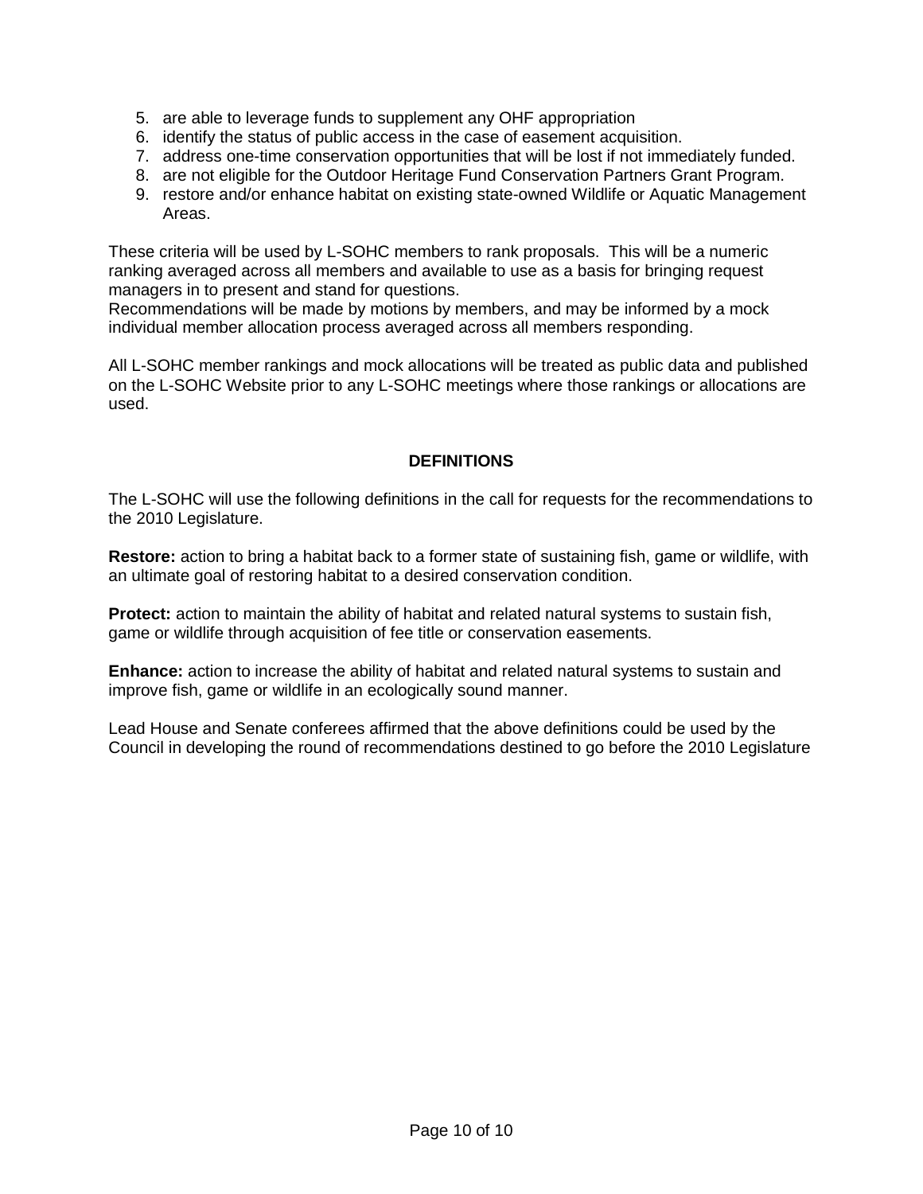5. are able to leverage funds to supplement any OHF appropriation
6. identify the status of public access in the case of easement acquisition.
7. address one-time conservation opportunities that will be lost if not immediately funded.
8. are not eligible for the Outdoor Heritage Fund Conservation Partners Grant Program.
9. restore and/or enhance habitat on existing state-owned Wildlife or Aquatic Management Areas.

These criteria will be used by L-SOHC members to rank proposals. This will be a numeric ranking averaged across all members and available to use as a basis for bringing request managers in to present and stand for questions.
Recommendations will be made by motions by members, and may be informed by a mock individual member allocation process averaged across all members responding.

All L-SOHC member rankings and mock allocations will be treated as public data and published on the L-SOHC Website prior to any L-SOHC meetings where those rankings or allocations are used.

## DEFINITIONS

The L-SOHC will use the following definitions in the call for requests for the recommendations to the 2010 Legislature.

**Restore:** action to bring a habitat back to a former state of sustaining fish, game or wildlife, with an ultimate goal of restoring habitat to a desired conservation condition.

**Protect:** action to maintain the ability of habitat and related natural systems to sustain fish, game or wildlife through acquisition of fee title or conservation easements.

**Enhance:** action to increase the ability of habitat and related natural systems to sustain and improve fish, game or wildlife in an ecologically sound manner.

Lead House and Senate conferees affirmed that the above definitions could be used by the Council in developing the round of recommendations destined to go before the 2010 Legislature